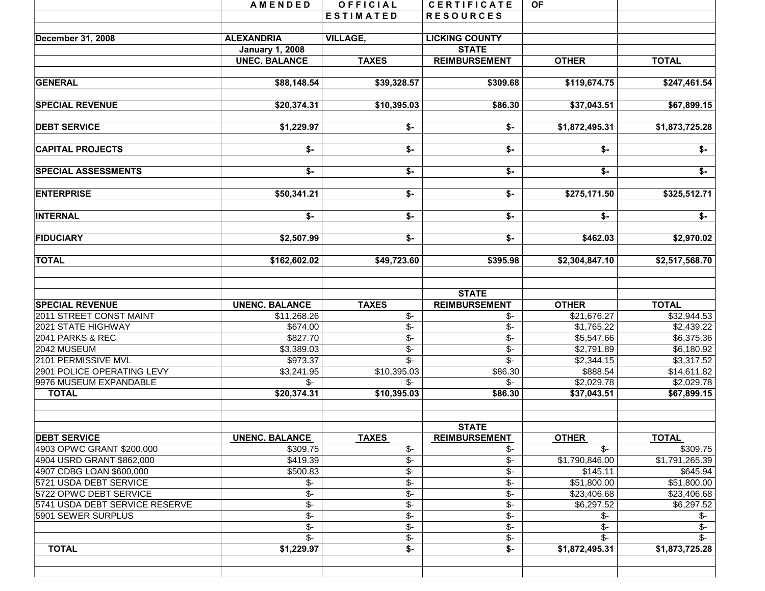| | AMENDED | OFFICIAL | CERTIFICATE | OF | |
|---|---|---|---|---|---|
| | | ESTIMATED | RESOURCES | | |
| December 31, 2008 | ALEXANDRIA | VILLAGE, | LICKING COUNTY | | |
| | January 1, 2008 | | STATE | | |
| | UNEC. BALANCE | TAXES | REIMBURSEMENT | OTHER | TOTAL |
| GENERAL | $88,148.54 | $39,328.57 | $309.68 | $119,674.75 | $247,461.54 |
| SPECIAL REVENUE | $20,374.31 | $10,395.03 | $86.30 | $37,043.51 | $67,899.15 |
| DEBT SERVICE | $1,229.97 | $- | $- | $1,872,495.31 | $1,873,725.28 |
| CAPITAL PROJECTS | $- | $- | $- | $- | $- |
| SPECIAL ASSESSMENTS | $- | $- | $- | $- | $- |
| ENTERPRISE | $50,341.21 | $- | $- | $275,171.50 | $325,512.71 |
| INTERNAL | $- | $- | $- | $- | $- |
| FIDUCIARY | $2,507.99 | $- | $- | $462.03 | $2,970.02 |
| TOTAL | $162,602.02 | $49,723.60 | $395.98 | $2,304,847.10 | $2,517,568.70 |

| | | | STATE | | |
|---|---|---|---|---|---|
| SPECIAL REVENUE | UNENC. BALANCE | TAXES | REIMBURSEMENT | OTHER | TOTAL |
| 2011 STREET CONST MAINT | $11,268.26 | $- | $- | $21,676.27 | $32,944.53 |
| 2021 STATE HIGHWAY | $674.00 | $- | $- | $1,765.22 | $2,439.22 |
| 2041 PARKS & REC | $827.70 | $- | $- | $5,547.66 | $6,375.36 |
| 2042 MUSEUM | $3,389.03 | $- | $- | $2,791.89 | $6,180.92 |
| 2101 PERMISSIVE MVL | $973.37 | $- | $- | $2,344.15 | $3,317.52 |
| 2901 POLICE OPERATING LEVY | $3,241.95 | $10,395.03 | $86.30 | $888.54 | $14,611.82 |
| 9976 MUSEUM EXPANDABLE | $- | $- | $- | $2,029.78 | $2,029.78 |
| TOTAL | $20,374.31 | $10,395.03 | $86.30 | $37,043.51 | $67,899.15 |

| | | | STATE | | |
|---|---|---|---|---|---|
| DEBT SERVICE | UNENC. BALANCE | TAXES | REIMBURSEMENT | OTHER | TOTAL |
| 4903 OPWC GRANT $200,000 | $309.75 | $- | $- | $- | $309.75 |
| 4904 USRD GRANT $862,000 | $419.39 | $- | $- | $1,790,846.00 | $1,791,265.39 |
| 4907 CDBG LOAN $600,000 | $500.83 | $- | $- | $145.11 | $645.94 |
| 5721 USDA DEBT SERVICE | $- | $- | $- | $51,800.00 | $51,800.00 |
| 5722 OPWC DEBT SERVICE | $- | $- | $- | $23,406.68 | $23,406.68 |
| 5741 USDA DEBT SERVICE RESERVE | $- | $- | $- | $6,297.52 | $6,297.52 |
| 5901 SEWER SURPLUS | $- | $- | $- | $- | $- |
| | $- | $- | $- | $- | $- |
| | $- | $- | $- | $- | $- |
| TOTAL | $1,229.97 | $- | $- | $1,872,495.31 | $1,873,725.28 |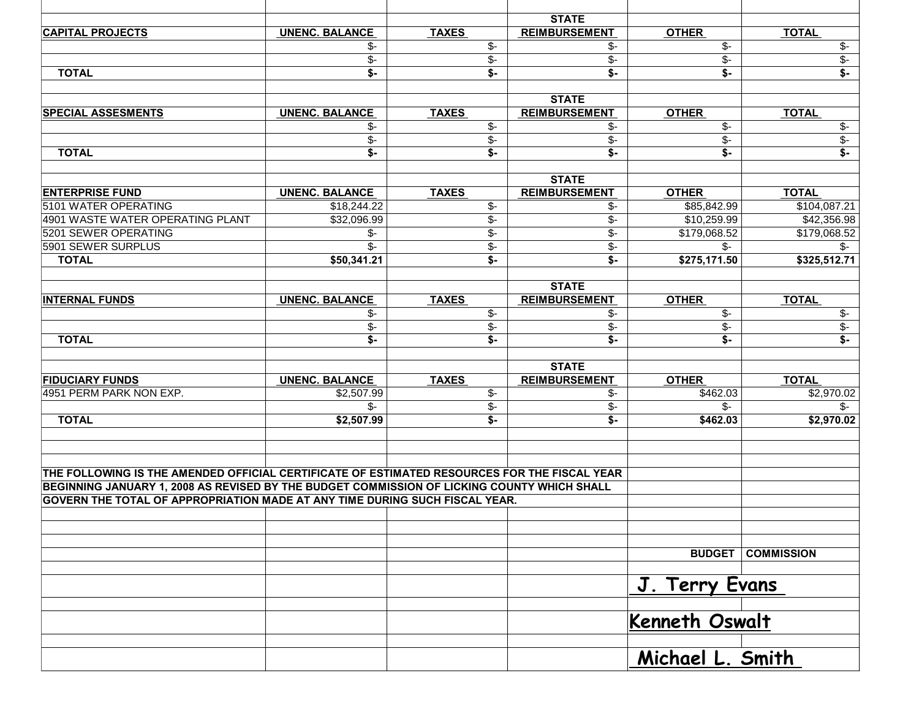| CAPITAL PROJECTS | UNENC. BALANCE | TAXES | STATE REIMBURSEMENT | OTHER | TOTAL |
|---|---|---|---|---|---|
| | $- | $- | $- | $- | $- |
| | $- | $- | $- | $- | $- |
| **TOTAL** | **$-** | **$-** | **$-** | **$-** | **$-** |

| SPECIAL ASSESMENTS | UNENC. BALANCE | TAXES | STATE REIMBURSEMENT | OTHER | TOTAL |
|---|---|---|---|---|---|
| | $- | $- | $- | $- | $- |
| | $- | $- | $- | $- | $- |
| **TOTAL** | **$-** | **$-** | **$-** | **$-** | **$-** |

| ENTERPRISE FUND | UNENC. BALANCE | TAXES | STATE REIMBURSEMENT | OTHER | TOTAL |
|---|---|---|---|---|---|
| 5101 WATER OPERATING | $18,244.22 | $- | $- | $85,842.99 | $104,087.21 |
| 4901 WASTE WATER OPERATING PLANT | $32,096.99 | $- | $- | $10,259.99 | $42,356.98 |
| 5201 SEWER OPERATING | $- | $- | $- | $179,068.52 | $179,068.52 |
| 5901 SEWER SURPLUS | $- | $- | $- | $- | $- |
| **TOTAL** | **$50,341.21** | **$-** | **$-** | **$275,171.50** | **$325,512.71** |

| INTERNAL FUNDS | UNENC. BALANCE | TAXES | STATE REIMBURSEMENT | OTHER | TOTAL |
|---|---|---|---|---|---|
| | $- | $- | $- | $- | $- |
| | $- | $- | $- | $- | $- |
| **TOTAL** | **$-** | **$-** | **$-** | **$-** | **$-** |

| FIDUCIARY FUNDS | UNENC. BALANCE | TAXES | STATE REIMBURSEMENT | OTHER | TOTAL |
|---|---|---|---|---|---|
| 4951 PERM PARK NON EXP. | $2,507.99 | $- | $- | $462.03 | $2,970.02 |
| | $- | $- | $- | $- | $- |
| **TOTAL** | **$2,507.99** | **$-** | **$-** | **$462.03** | **$2,970.02** |

**THE FOLLOWING IS THE AMENDED OFFICIAL CERTIFICATE OF ESTIMATED RESOURCES FOR THE FISCAL YEAR BEGINNING JANUARY 1, 2008 AS REVISED BY THE BUDGET COMMISSION OF LICKING COUNTY WHICH SHALL GOVERN THE TOTAL OF APPROPRIATION MADE AT ANY TIME DURING SUCH FISCAL YEAR.**

**BUDGET COMMISSION**

J. Terry Evans

Kenneth Oswalt

Michael L. Smith